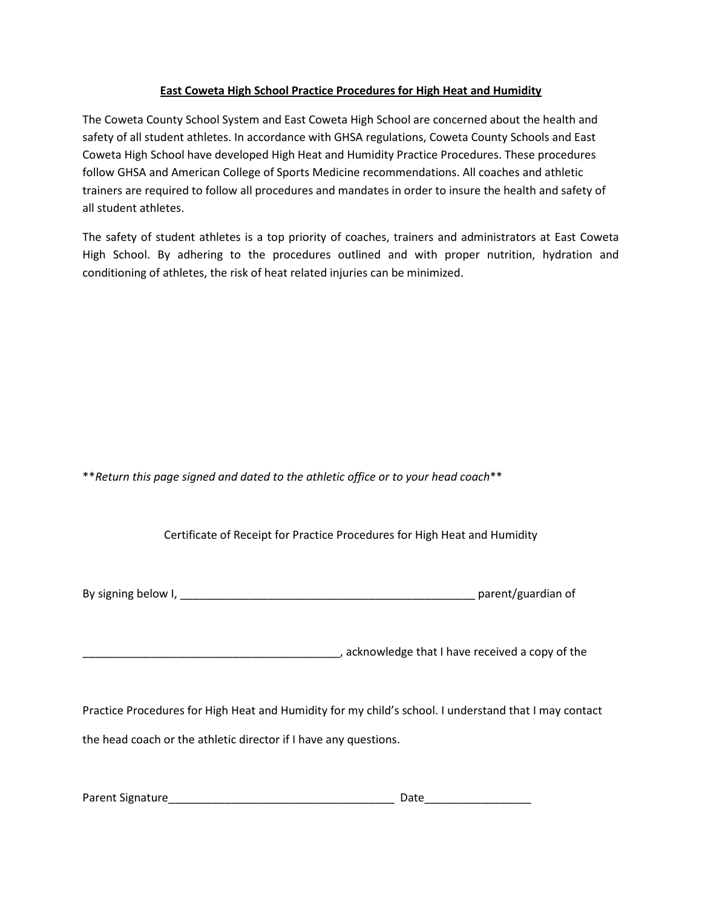# East Coweta High School Practice Procedures for High Heat and Humidity

The Coweta County School System and East Coweta High School are concerned about the health and safety of all student athletes. In accordance with GHSA regulations, Coweta County Schools and East Coweta High School have developed High Heat and Humidity Practice Procedures. These procedures follow GHSA and American College of Sports Medicine recommendations. All coaches and athletic trainers are required to follow all procedures and mandates in order to insure the health and safety of all student athletes.

The safety of student athletes is a top priority of coaches, trainers and administrators at East Coweta High School. By adhering to the procedures outlined and with proper nutrition, hydration and conditioning of athletes, the risk of heat related injuries can be minimized.

\*\**Return this page signed and dated to the athletic office or to your head coach*\*\*

Certificate of Receipt for Practice Procedures for High Heat and Humidity

By signing below I, _________________________________________________ parent/guardian of

__________________________________________, acknowledge that I have received a copy of the

Practice Procedures for High Heat and Humidity for my child's school. I understand that I may contact the head coach or the athletic director if I have any questions.

Parent Signature____________________________________ Date_________________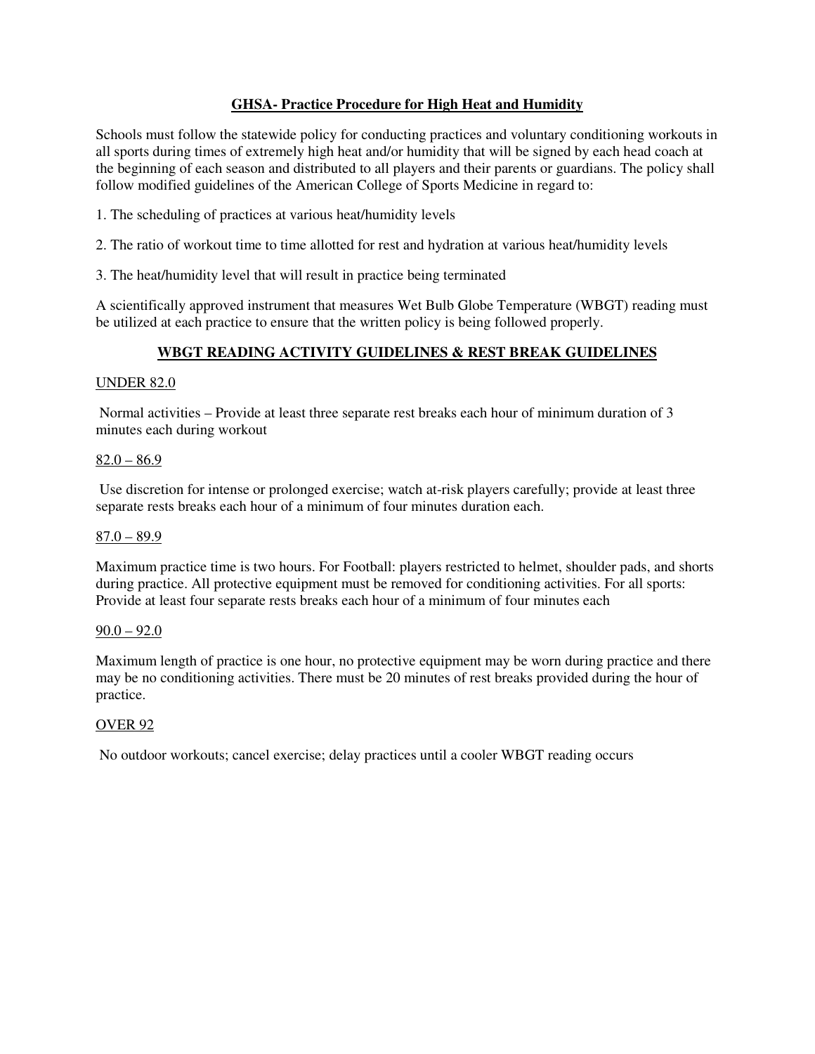## GHSA- Practice Procedure for High Heat and Humidity

Schools must follow the statewide policy for conducting practices and voluntary conditioning workouts in all sports during times of extremely high heat and/or humidity that will be signed by each head coach at the beginning of each season and distributed to all players and their parents or guardians. The policy shall follow modified guidelines of the American College of Sports Medicine in regard to:

1. The scheduling of practices at various heat/humidity levels

2. The ratio of workout time to time allotted for rest and hydration at various heat/humidity levels

3. The heat/humidity level that will result in practice being terminated

A scientifically approved instrument that measures Wet Bulb Globe Temperature (WBGT) reading must be utilized at each practice to ensure that the written policy is being followed properly.

### WBGT READING ACTIVITY GUIDELINES & REST BREAK GUIDELINES

UNDER 82.0

Normal activities – Provide at least three separate rest breaks each hour of minimum duration of 3 minutes each during workout

82.0 – 86.9

Use discretion for intense or prolonged exercise; watch at-risk players carefully; provide at least three separate rests breaks each hour of a minimum of four minutes duration each.

87.0 – 89.9

Maximum practice time is two hours. For Football: players restricted to helmet, shoulder pads, and shorts during practice. All protective equipment must be removed for conditioning activities. For all sports: Provide at least four separate rests breaks each hour of a minimum of four minutes each

90.0 – 92.0

Maximum length of practice is one hour, no protective equipment may be worn during practice and there may be no conditioning activities. There must be 20 minutes of rest breaks provided during the hour of practice.

OVER 92

No outdoor workouts; cancel exercise; delay practices until a cooler WBGT reading occurs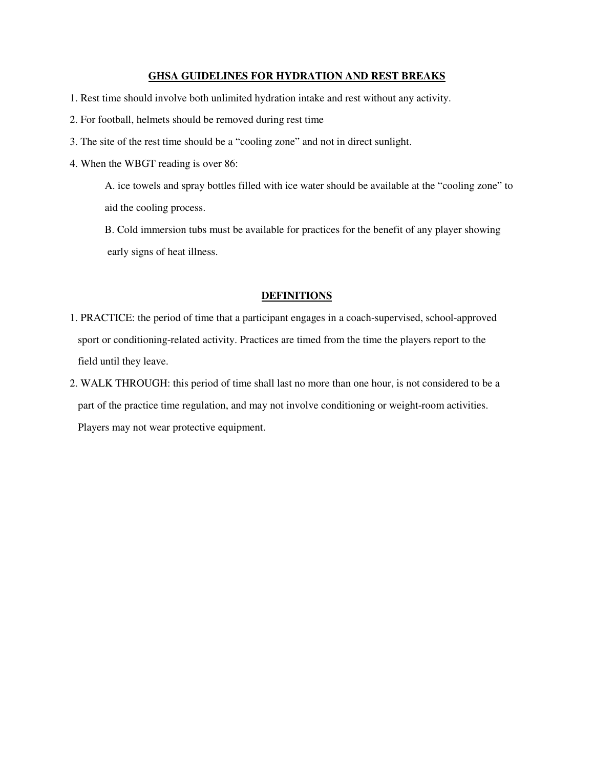## GHSA GUIDELINES FOR HYDRATION AND REST BREAKS

1. Rest time should involve both unlimited hydration intake and rest without any activity.
2. For football, helmets should be removed during rest time
3. The site of the rest time should be a "cooling zone" and not in direct sunlight.
4. When the WBGT reading is over 86:

   A. ice towels and spray bottles filled with ice water should be available at the "cooling zone" to aid the cooling process.

   B. Cold immersion tubs must be available for practices for the benefit of any player showing early signs of heat illness.

## DEFINITIONS

1. PRACTICE: the period of time that a participant engages in a coach-supervised, school-approved sport or conditioning-related activity. Practices are timed from the time the players report to the field until they leave.
2. WALK THROUGH: this period of time shall last no more than one hour, is not considered to be a part of the practice time regulation, and may not involve conditioning or weight-room activities. Players may not wear protective equipment.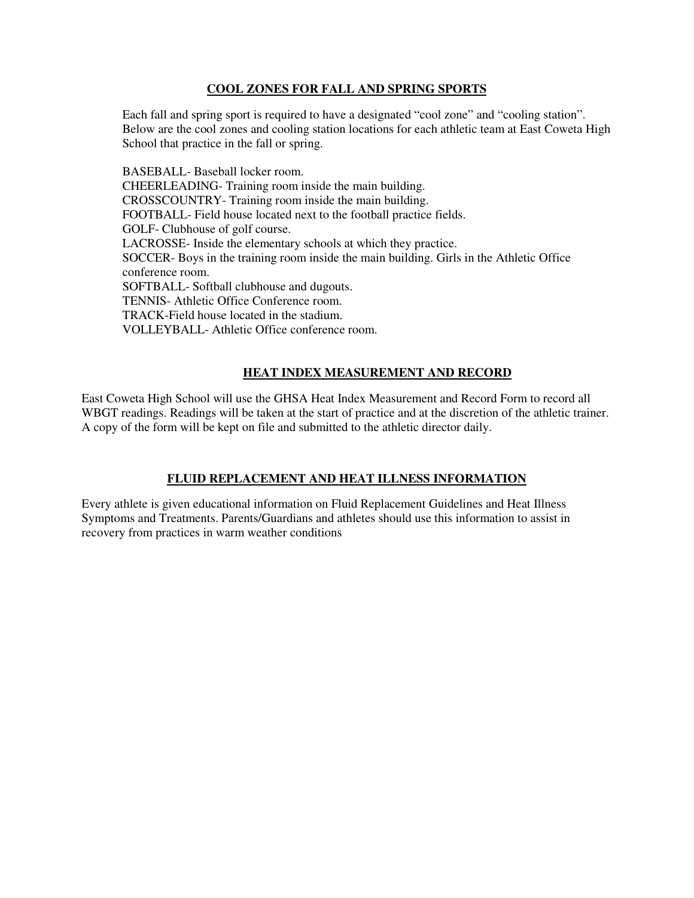## COOL ZONES FOR FALL AND SPRING SPORTS

Each fall and spring sport is required to have a designated "cool zone" and "cooling station". Below are the cool zones and cooling station locations for each athletic team at East Coweta High School that practice in the fall or spring.

BASEBALL- Baseball locker room.
CHEERLEADING- Training room inside the main building.
CROSSCOUNTRY- Training room inside the main building.
FOOTBALL- Field house located next to the football practice fields.
GOLF- Clubhouse of golf course.
LACROSSE- Inside the elementary schools at which they practice.
SOCCER- Boys in the training room inside the main building. Girls in the Athletic Office conference room.
SOFTBALL- Softball clubhouse and dugouts.
TENNIS- Athletic Office Conference room.
TRACK-Field house located in the stadium.
VOLLEYBALL- Athletic Office conference room.

## HEAT INDEX MEASUREMENT AND RECORD

East Coweta High School will use the GHSA Heat Index Measurement and Record Form to record all WBGT readings. Readings will be taken at the start of practice and at the discretion of the athletic trainer. A copy of the form will be kept on file and submitted to the athletic director daily.

## FLUID REPLACEMENT AND HEAT ILLNESS INFORMATION

Every athlete is given educational information on Fluid Replacement Guidelines and Heat Illness Symptoms and Treatments. Parents/Guardians and athletes should use this information to assist in recovery from practices in warm weather conditions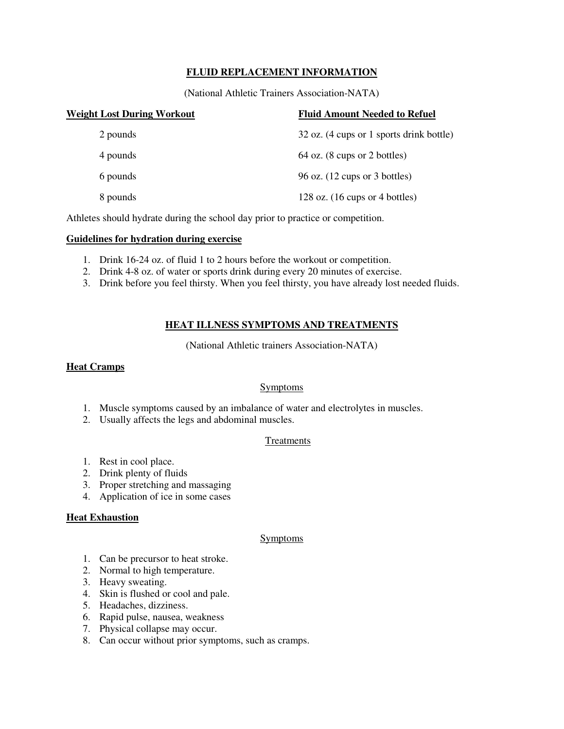## FLUID REPLACEMENT INFORMATION

(National Athletic Trainers Association-NATA)

| Weight Lost During Workout | Fluid Amount Needed to Refuel |
| --- | --- |
| 2 pounds | 32 oz. (4 cups or 1 sports drink bottle) |
| 4 pounds | 64 oz. (8 cups or 2 bottles) |
| 6 pounds | 96 oz. (12 cups or 3 bottles) |
| 8 pounds | 128 oz. (16 cups or 4 bottles) |

Athletes should hydrate during the school day prior to practice or competition.

### Guidelines for hydration during exercise

1. Drink 16-24 oz. of fluid 1 to 2 hours before the workout or competition.
2. Drink 4-8 oz. of water or sports drink during every 20 minutes of exercise.
3. Drink before you feel thirsty. When you feel thirsty, you have already lost needed fluids.

## HEAT ILLNESS SYMPTOMS AND TREATMENTS

(National Athletic trainers Association-NATA)

### Heat Cramps

#### Symptoms

1. Muscle symptoms caused by an imbalance of water and electrolytes in muscles.
2. Usually affects the legs and abdominal muscles.

#### Treatments

1. Rest in cool place.
2. Drink plenty of fluids
3. Proper stretching and massaging
4. Application of ice in some cases

### Heat Exhaustion

#### Symptoms

1. Can be precursor to heat stroke.
2. Normal to high temperature.
3. Heavy sweating.
4. Skin is flushed or cool and pale.
5. Headaches, dizziness.
6. Rapid pulse, nausea, weakness
7. Physical collapse may occur.
8. Can occur without prior symptoms, such as cramps.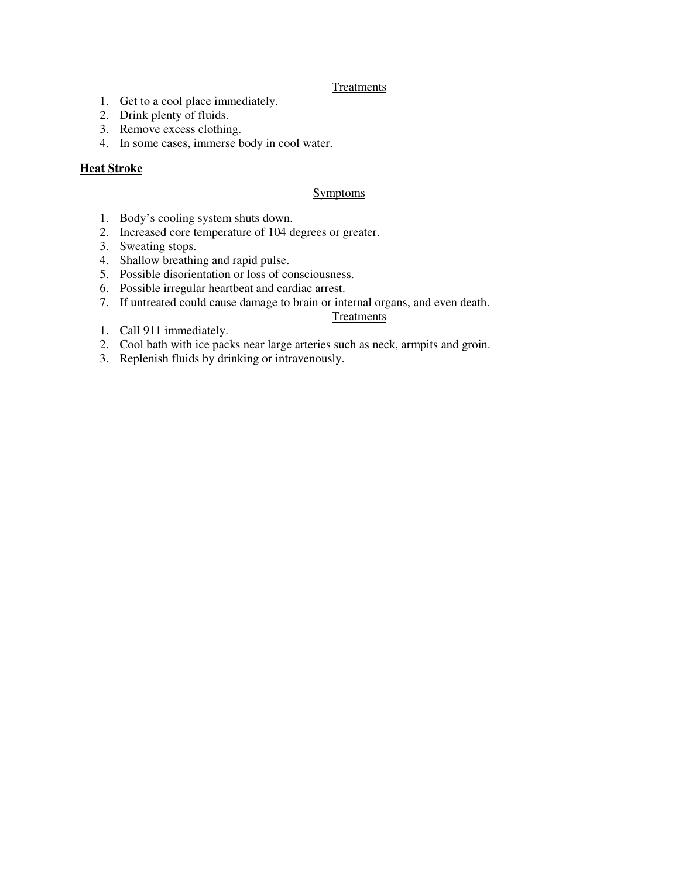Treatments

1. Get to a cool place immediately.
2. Drink plenty of fluids.
3. Remove excess clothing.
4. In some cases, immerse body in cool water.

**Heat Stroke**

Symptoms

1. Body's cooling system shuts down.
2. Increased core temperature of 104 degrees or greater.
3. Sweating stops.
4. Shallow breathing and rapid pulse.
5. Possible disorientation or loss of consciousness.
6. Possible irregular heartbeat and cardiac arrest.
7. If untreated could cause damage to brain or internal organs, and even death.

Treatments

1. Call 911 immediately.
2. Cool bath with ice packs near large arteries such as neck, armpits and groin.
3. Replenish fluids by drinking or intravenously.